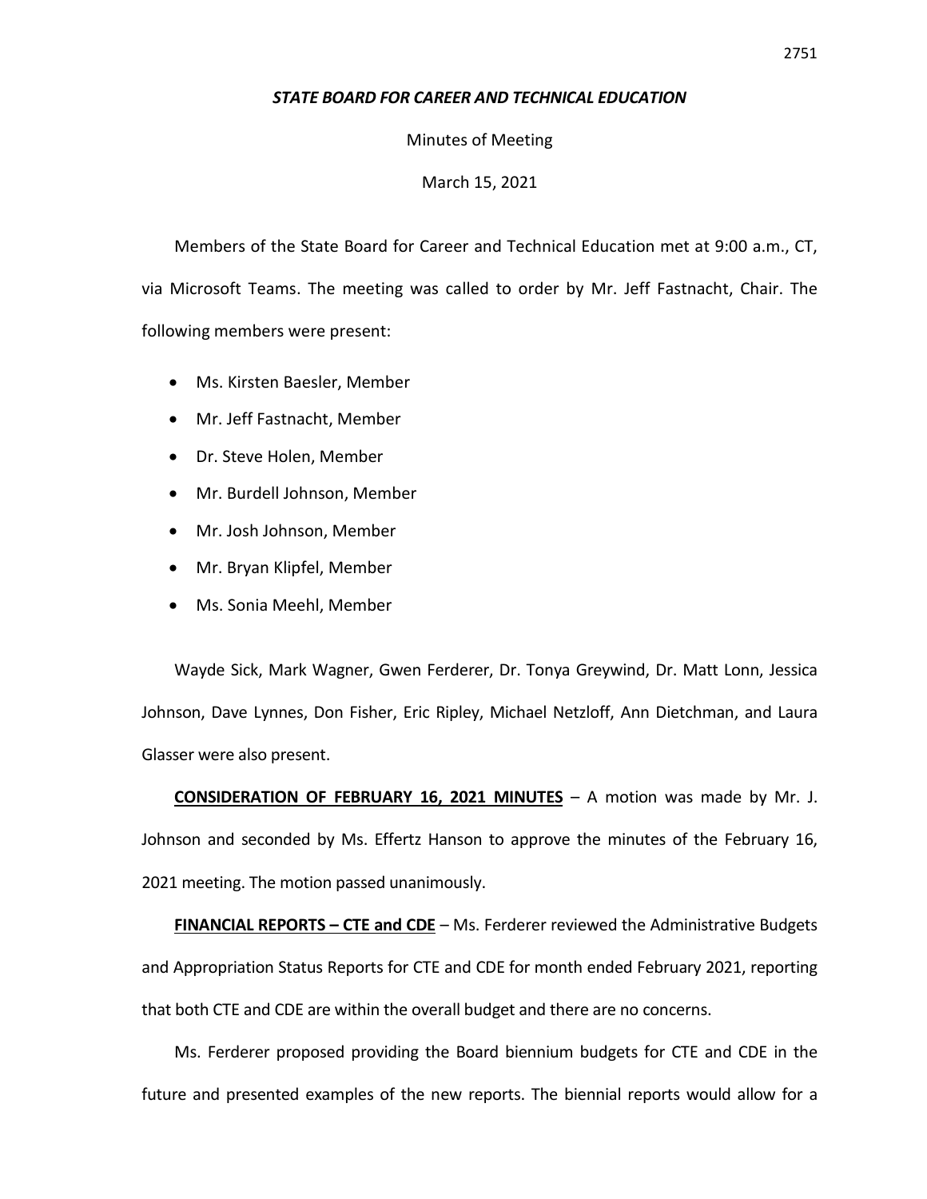***STATE BOARD FOR CAREER AND TECHNICAL EDUCATION***

Minutes of Meeting

March 15, 2021

Members of the State Board for Career and Technical Education met at 9:00 a.m., CT, via Microsoft Teams. The meeting was called to order by Mr. Jeff Fastnacht, Chair. The following members were present:

- Ms. Kirsten Baesler, Member
- Mr. Jeff Fastnacht, Member
- Dr. Steve Holen, Member
- Mr. Burdell Johnson, Member
- Mr. Josh Johnson, Member
- Mr. Bryan Klipfel, Member
- Ms. Sonia Meehl, Member

Wayde Sick, Mark Wagner, Gwen Ferderer, Dr. Tonya Greywind, Dr. Matt Lonn, Jessica Johnson, Dave Lynnes, Don Fisher, Eric Ripley, Michael Netzloff, Ann Dietchman, and Laura Glasser were also present.

**CONSIDERATION OF FEBRUARY 16, 2021 MINUTES** – A motion was made by Mr. J. Johnson and seconded by Ms. Effertz Hanson to approve the minutes of the February 16, 2021 meeting. The motion passed unanimously.

**FINANCIAL REPORTS – CTE and CDE** – Ms. Ferderer reviewed the Administrative Budgets and Appropriation Status Reports for CTE and CDE for month ended February 2021, reporting that both CTE and CDE are within the overall budget and there are no concerns.

Ms. Ferderer proposed providing the Board biennium budgets for CTE and CDE in the future and presented examples of the new reports. The biennial reports would allow for a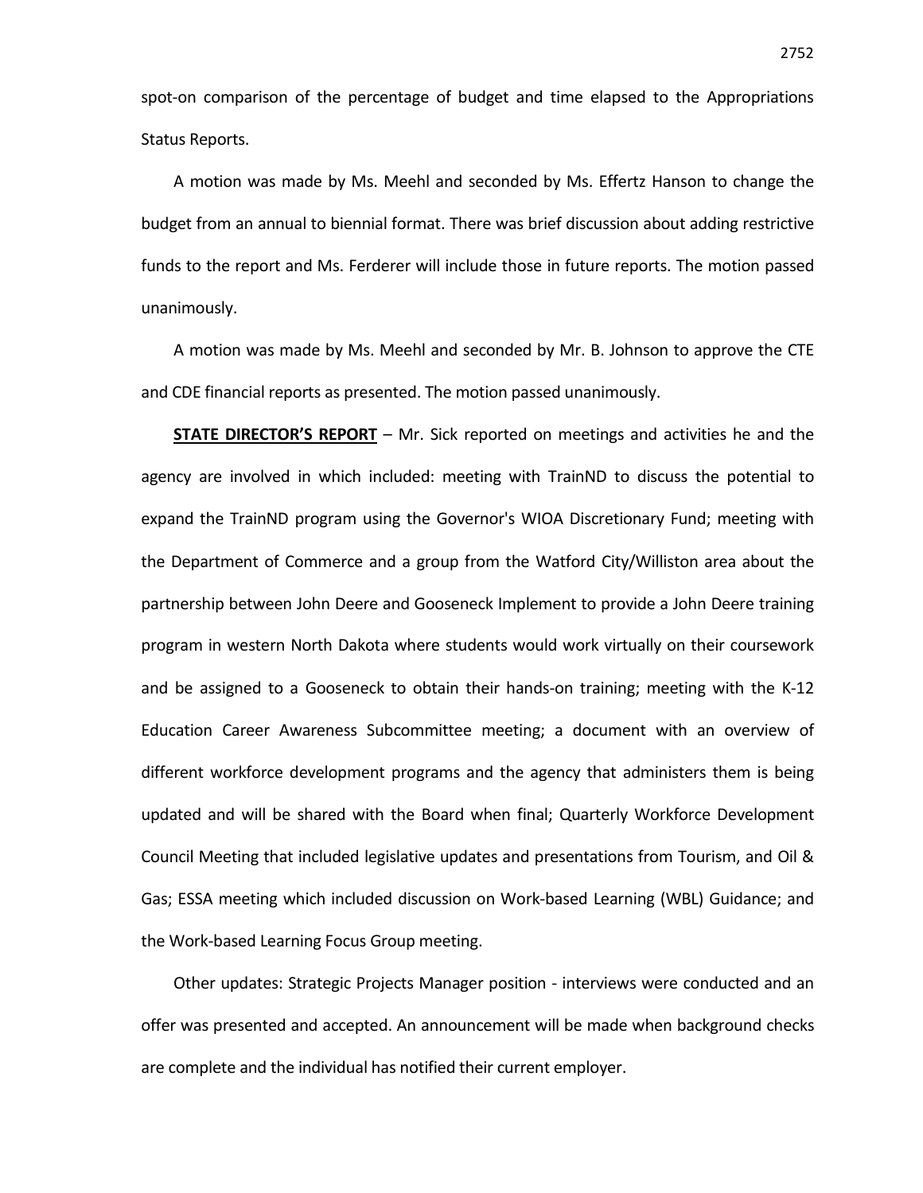spot-on comparison of the percentage of budget and time elapsed to the Appropriations Status Reports.

A motion was made by Ms. Meehl and seconded by Ms. Effertz Hanson to change the budget from an annual to biennial format. There was brief discussion about adding restrictive funds to the report and Ms. Ferderer will include those in future reports. The motion passed unanimously.

A motion was made by Ms. Meehl and seconded by Mr. B. Johnson to approve the CTE and CDE financial reports as presented. The motion passed unanimously.

**STATE DIRECTOR'S REPORT** – Mr. Sick reported on meetings and activities he and the agency are involved in which included: meeting with TrainND to discuss the potential to expand the TrainND program using the Governor's WIOA Discretionary Fund; meeting with the Department of Commerce and a group from the Watford City/Williston area about the partnership between John Deere and Gooseneck Implement to provide a John Deere training program in western North Dakota where students would work virtually on their coursework and be assigned to a Gooseneck to obtain their hands-on training; meeting with the K-12 Education Career Awareness Subcommittee meeting; a document with an overview of different workforce development programs and the agency that administers them is being updated and will be shared with the Board when final; Quarterly Workforce Development Council Meeting that included legislative updates and presentations from Tourism, and Oil & Gas; ESSA meeting which included discussion on Work-based Learning (WBL) Guidance; and the Work-based Learning Focus Group meeting.

Other updates: Strategic Projects Manager position - interviews were conducted and an offer was presented and accepted. An announcement will be made when background checks are complete and the individual has notified their current employer.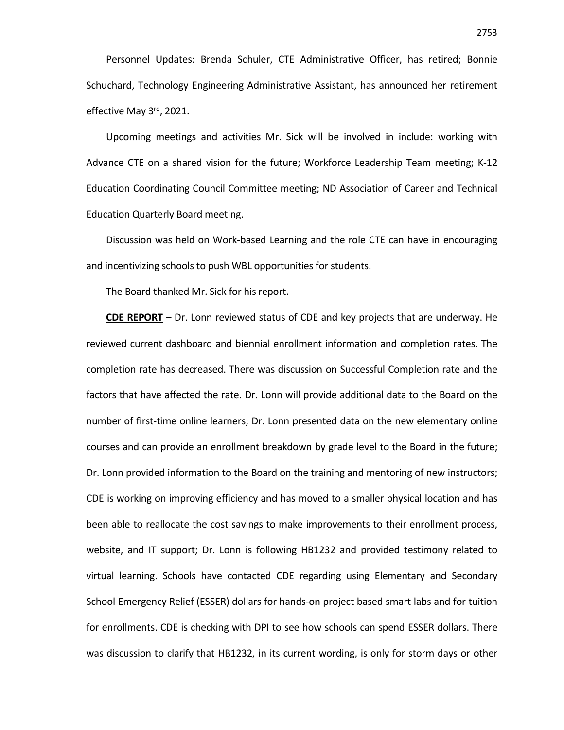Personnel Updates: Brenda Schuler, CTE Administrative Officer, has retired; Bonnie Schuchard, Technology Engineering Administrative Assistant, has announced her retirement effective May 3rd, 2021.

Upcoming meetings and activities Mr. Sick will be involved in include: working with Advance CTE on a shared vision for the future; Workforce Leadership Team meeting; K-12 Education Coordinating Council Committee meeting; ND Association of Career and Technical Education Quarterly Board meeting.

Discussion was held on Work-based Learning and the role CTE can have in encouraging and incentivizing schools to push WBL opportunities for students.

The Board thanked Mr. Sick for his report.

**CDE REPORT** – Dr. Lonn reviewed status of CDE and key projects that are underway. He reviewed current dashboard and biennial enrollment information and completion rates. The completion rate has decreased. There was discussion on Successful Completion rate and the factors that have affected the rate. Dr. Lonn will provide additional data to the Board on the number of first-time online learners; Dr. Lonn presented data on the new elementary online courses and can provide an enrollment breakdown by grade level to the Board in the future; Dr. Lonn provided information to the Board on the training and mentoring of new instructors; CDE is working on improving efficiency and has moved to a smaller physical location and has been able to reallocate the cost savings to make improvements to their enrollment process, website, and IT support; Dr. Lonn is following HB1232 and provided testimony related to virtual learning. Schools have contacted CDE regarding using Elementary and Secondary School Emergency Relief (ESSER) dollars for hands-on project based smart labs and for tuition for enrollments. CDE is checking with DPI to see how schools can spend ESSER dollars. There was discussion to clarify that HB1232, in its current wording, is only for storm days or other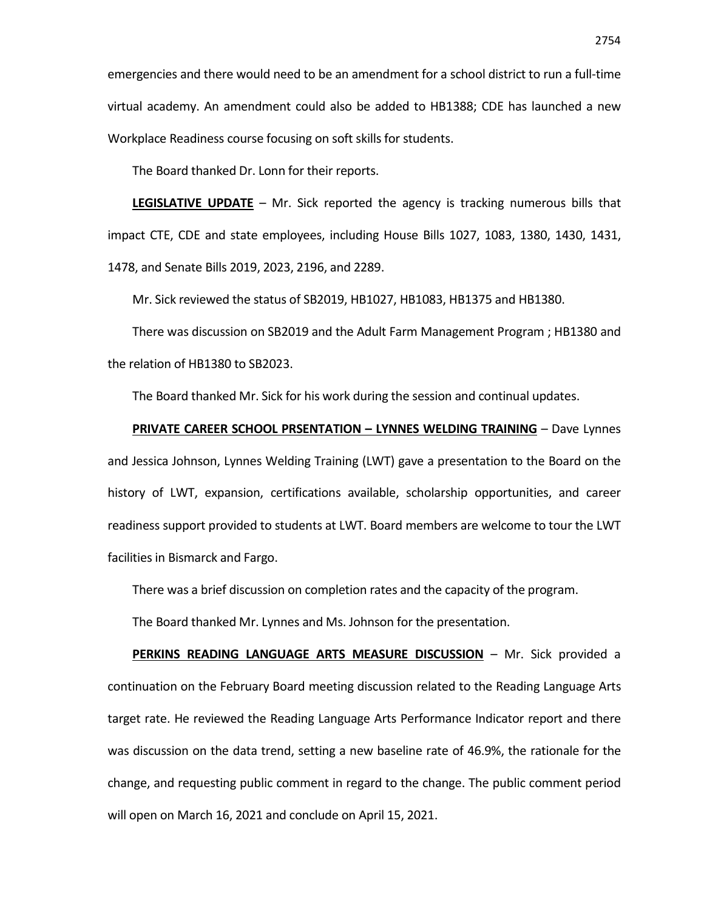emergencies and there would need to be an amendment for a school district to run a full-time virtual academy. An amendment could also be added to HB1388; CDE has launched a new Workplace Readiness course focusing on soft skills for students.

The Board thanked Dr. Lonn for their reports.

**LEGISLATIVE UPDATE** – Mr. Sick reported the agency is tracking numerous bills that impact CTE, CDE and state employees, including House Bills 1027, 1083, 1380, 1430, 1431, 1478, and Senate Bills 2019, 2023, 2196, and 2289.

Mr. Sick reviewed the status of SB2019, HB1027, HB1083, HB1375 and HB1380.

There was discussion on SB2019 and the Adult Farm Management Program ; HB1380 and the relation of HB1380 to SB2023.

The Board thanked Mr. Sick for his work during the session and continual updates.

**PRIVATE CAREER SCHOOL PRSENTATION – LYNNES WELDING TRAINING** – Dave Lynnes and Jessica Johnson, Lynnes Welding Training (LWT) gave a presentation to the Board on the history of LWT, expansion, certifications available, scholarship opportunities, and career readiness support provided to students at LWT. Board members are welcome to tour the LWT facilities in Bismarck and Fargo.

There was a brief discussion on completion rates and the capacity of the program.

The Board thanked Mr. Lynnes and Ms. Johnson for the presentation.

**PERKINS READING LANGUAGE ARTS MEASURE DISCUSSION** – Mr. Sick provided a continuation on the February Board meeting discussion related to the Reading Language Arts target rate. He reviewed the Reading Language Arts Performance Indicator report and there was discussion on the data trend, setting a new baseline rate of 46.9%, the rationale for the change, and requesting public comment in regard to the change. The public comment period will open on March 16, 2021 and conclude on April 15, 2021.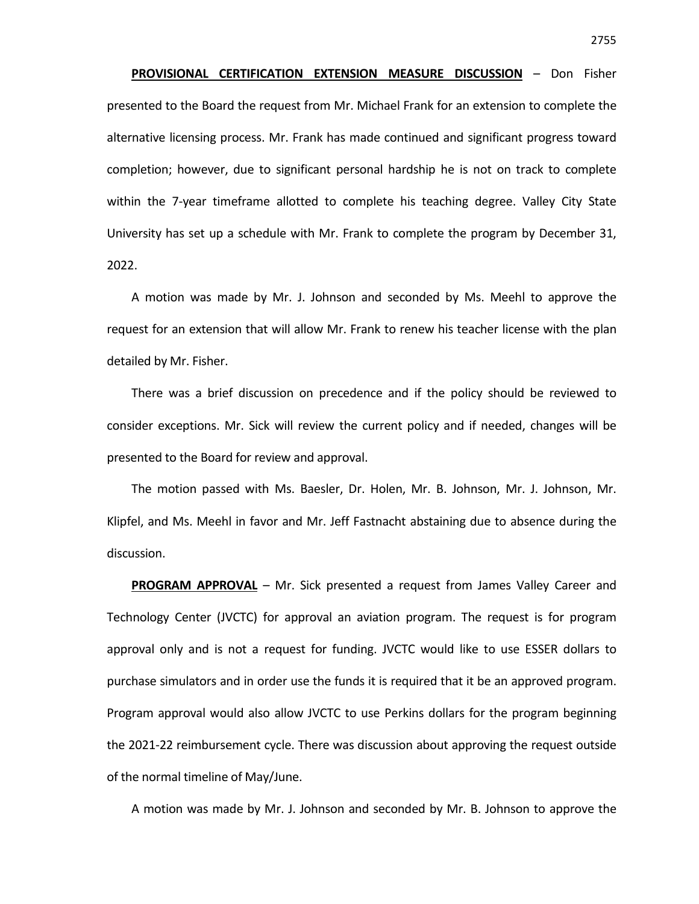**PROVISIONAL CERTIFICATION EXTENSION MEASURE DISCUSSION** – Don Fisher presented to the Board the request from Mr. Michael Frank for an extension to complete the alternative licensing process. Mr. Frank has made continued and significant progress toward completion; however, due to significant personal hardship he is not on track to complete within the 7-year timeframe allotted to complete his teaching degree. Valley City State University has set up a schedule with Mr. Frank to complete the program by December 31, 2022.

A motion was made by Mr. J. Johnson and seconded by Ms. Meehl to approve the request for an extension that will allow Mr. Frank to renew his teacher license with the plan detailed by Mr. Fisher.

There was a brief discussion on precedence and if the policy should be reviewed to consider exceptions. Mr. Sick will review the current policy and if needed, changes will be presented to the Board for review and approval.

The motion passed with Ms. Baesler, Dr. Holen, Mr. B. Johnson, Mr. J. Johnson, Mr. Klipfel, and Ms. Meehl in favor and Mr. Jeff Fastnacht abstaining due to absence during the discussion.

**PROGRAM APPROVAL** – Mr. Sick presented a request from James Valley Career and Technology Center (JVCTC) for approval an aviation program. The request is for program approval only and is not a request for funding. JVCTC would like to use ESSER dollars to purchase simulators and in order use the funds it is required that it be an approved program. Program approval would also allow JVCTC to use Perkins dollars for the program beginning the 2021-22 reimbursement cycle. There was discussion about approving the request outside of the normal timeline of May/June.

A motion was made by Mr. J. Johnson and seconded by Mr. B. Johnson to approve the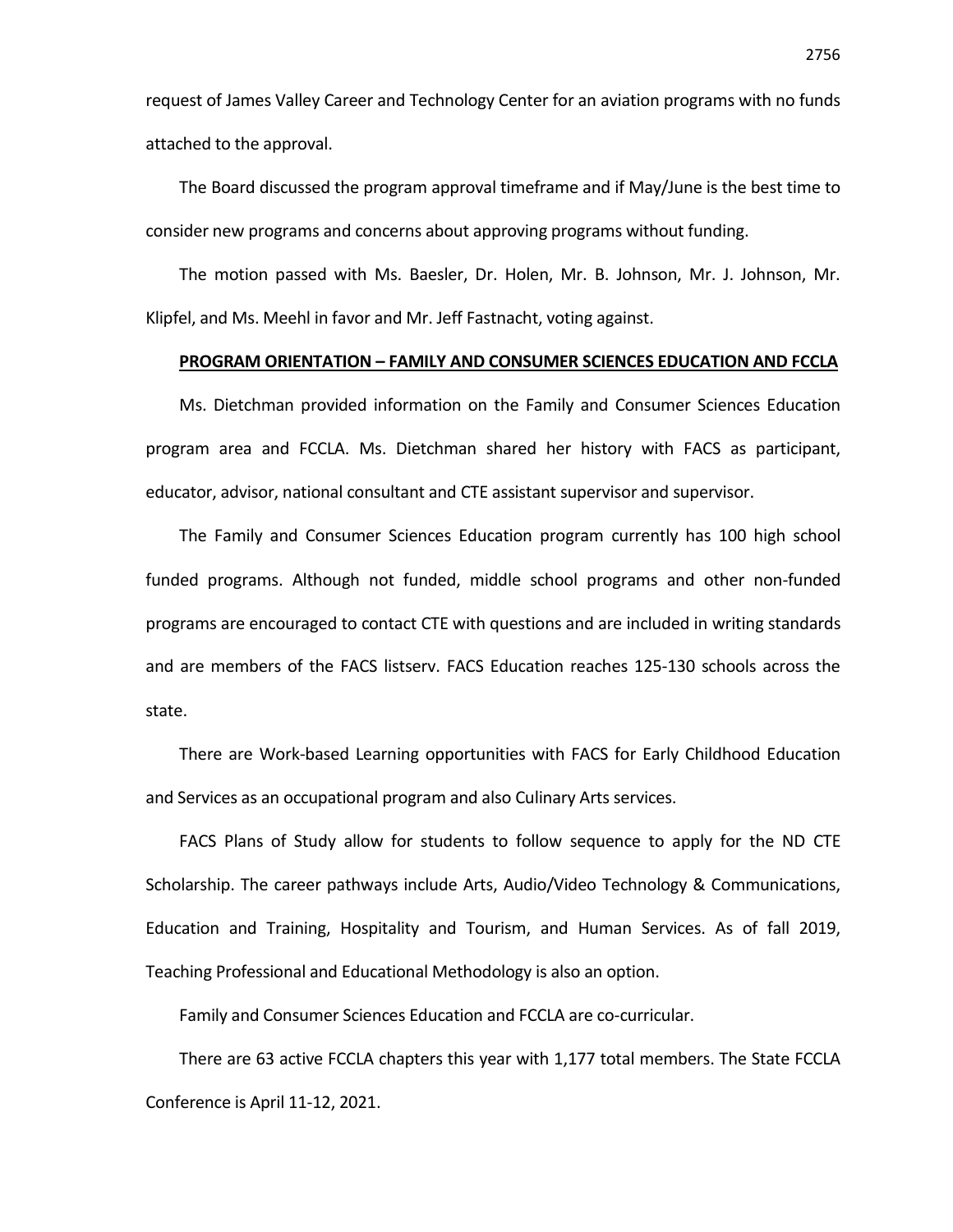request of James Valley Career and Technology Center for an aviation programs with no funds attached to the approval.

The Board discussed the program approval timeframe and if May/June is the best time to consider new programs and concerns about approving programs without funding.

The motion passed with Ms. Baesler, Dr. Holen, Mr. B. Johnson, Mr. J. Johnson, Mr. Klipfel, and Ms. Meehl in favor and Mr. Jeff Fastnacht, voting against.

**PROGRAM ORIENTATION – FAMILY AND CONSUMER SCIENCES EDUCATION AND FCCLA**

Ms. Dietchman provided information on the Family and Consumer Sciences Education program area and FCCLA. Ms. Dietchman shared her history with FACS as participant, educator, advisor, national consultant and CTE assistant supervisor and supervisor.

The Family and Consumer Sciences Education program currently has 100 high school funded programs. Although not funded, middle school programs and other non-funded programs are encouraged to contact CTE with questions and are included in writing standards and are members of the FACS listserv. FACS Education reaches 125-130 schools across the state.

There are Work-based Learning opportunities with FACS for Early Childhood Education and Services as an occupational program and also Culinary Arts services.

FACS Plans of Study allow for students to follow sequence to apply for the ND CTE Scholarship. The career pathways include Arts, Audio/Video Technology & Communications, Education and Training, Hospitality and Tourism, and Human Services. As of fall 2019, Teaching Professional and Educational Methodology is also an option.

Family and Consumer Sciences Education and FCCLA are co-curricular.

There are 63 active FCCLA chapters this year with 1,177 total members. The State FCCLA Conference is April 11-12, 2021.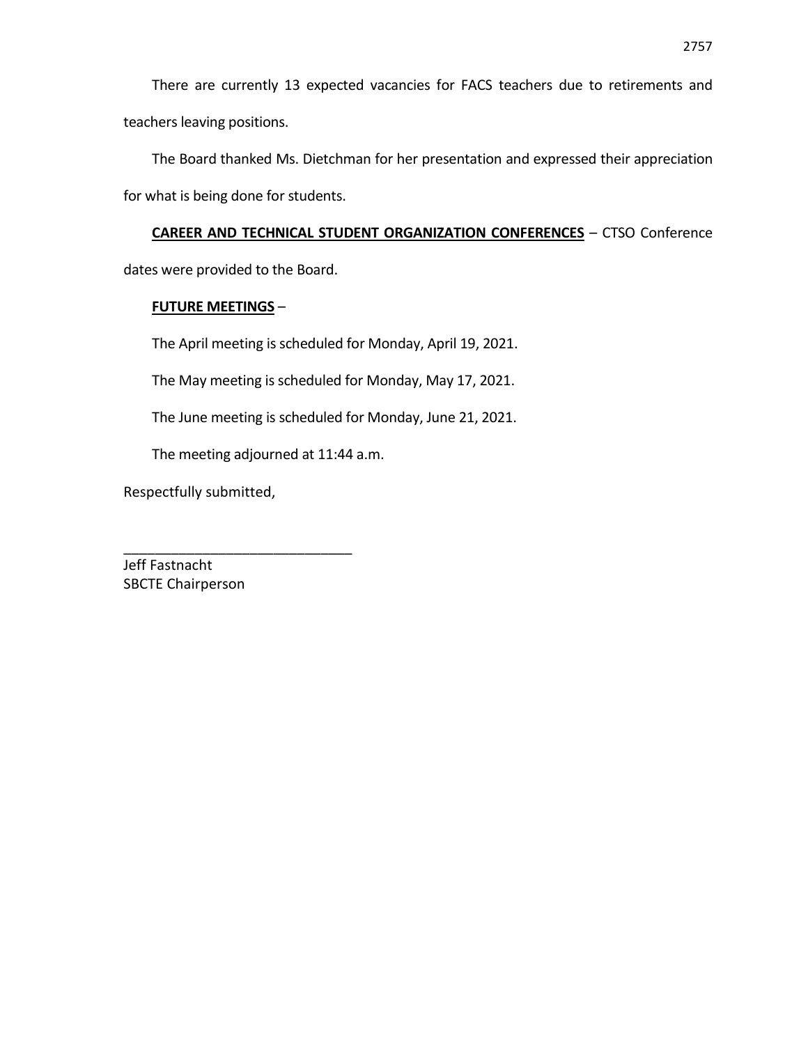There are currently 13 expected vacancies for FACS teachers due to retirements and teachers leaving positions.

The Board thanked Ms. Dietchman for her presentation and expressed their appreciation for what is being done for students.

**CAREER AND TECHNICAL STUDENT ORGANIZATION CONFERENCES** – CTSO Conference dates were provided to the Board.

**FUTURE MEETINGS** –

The April meeting is scheduled for Monday, April 19, 2021.

The May meeting is scheduled for Monday, May 17, 2021.

The June meeting is scheduled for Monday, June 21, 2021.

The meeting adjourned at 11:44 a.m.

Respectfully submitted,

______________________________
Jeff Fastnacht
SBCTE Chairperson